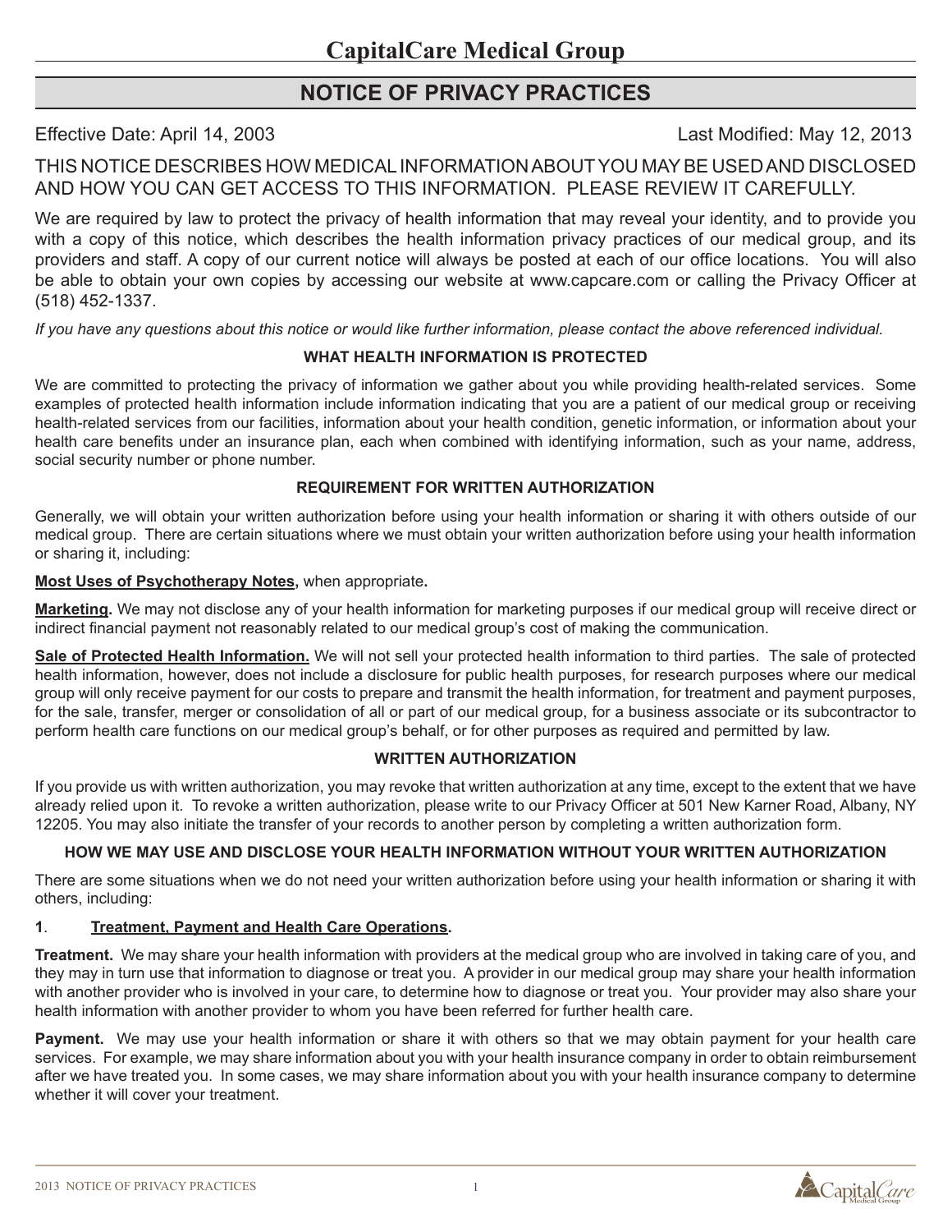# CapitalCare Medical Group

## NOTICE OF PRIVACY PRACTICES

Effective Date: April 14, 2003 Last Modified: May 12, 2013

THIS NOTICE DESCRIBES HOW MEDICAL INFORMATION ABOUT YOU MAY BE USED AND DISCLOSED AND HOW YOU CAN GET ACCESS TO THIS INFORMATION. PLEASE REVIEW IT CAREFULLY.

We are required by law to protect the privacy of health information that may reveal your identity, and to provide you with a copy of this notice, which describes the health information privacy practices of our medical group, and its providers and staff. A copy of our current notice will always be posted at each of our office locations. You will also be able to obtain your own copies by accessing our website at www.capcare.com or calling the Privacy Officer at (518) 452-1337.

*If you have any questions about this notice or would like further information, please contact the above referenced individual.*

### WHAT HEALTH INFORMATION IS PROTECTED

We are committed to protecting the privacy of information we gather about you while providing health-related services. Some examples of protected health information include information indicating that you are a patient of our medical group or receiving health-related services from our facilities, information about your health condition, genetic information, or information about your health care benefits under an insurance plan, each when combined with identifying information, such as your name, address, social security number or phone number.

### REQUIREMENT FOR WRITTEN AUTHORIZATION

Generally, we will obtain your written authorization before using your health information or sharing it with others outside of our medical group. There are certain situations where we must obtain your written authorization before using your health information or sharing it, including:

**Most Uses of Psychotherapy Notes,** when appropriate**.**

**Marketing.** We may not disclose any of your health information for marketing purposes if our medical group will receive direct or indirect financial payment not reasonably related to our medical group's cost of making the communication.

**Sale of Protected Health Information.** We will not sell your protected health information to third parties. The sale of protected health information, however, does not include a disclosure for public health purposes, for research purposes where our medical group will only receive payment for our costs to prepare and transmit the health information, for treatment and payment purposes, for the sale, transfer, merger or consolidation of all or part of our medical group, for a business associate or its subcontractor to perform health care functions on our medical group's behalf, or for other purposes as required and permitted by law.

### WRITTEN AUTHORIZATION

If you provide us with written authorization, you may revoke that written authorization at any time, except to the extent that we have already relied upon it. To revoke a written authorization, please write to our Privacy Officer at 501 New Karner Road, Albany, NY 12205. You may also initiate the transfer of your records to another person by completing a written authorization form.

### HOW WE MAY USE AND DISCLOSE YOUR HEALTH INFORMATION WITHOUT YOUR WRITTEN AUTHORIZATION

There are some situations when we do not need your written authorization before using your health information or sharing it with others, including:

**1. Treatment, Payment and Health Care Operations.**

**Treatment.** We may share your health information with providers at the medical group who are involved in taking care of you, and they may in turn use that information to diagnose or treat you. A provider in our medical group may share your health information with another provider who is involved in your care, to determine how to diagnose or treat you. Your provider may also share your health information with another provider to whom you have been referred for further health care.

**Payment.** We may use your health information or share it with others so that we may obtain payment for your health care services. For example, we may share information about you with your health insurance company in order to obtain reimbursement after we have treated you. In some cases, we may share information about you with your health insurance company to determine whether it will cover your treatment.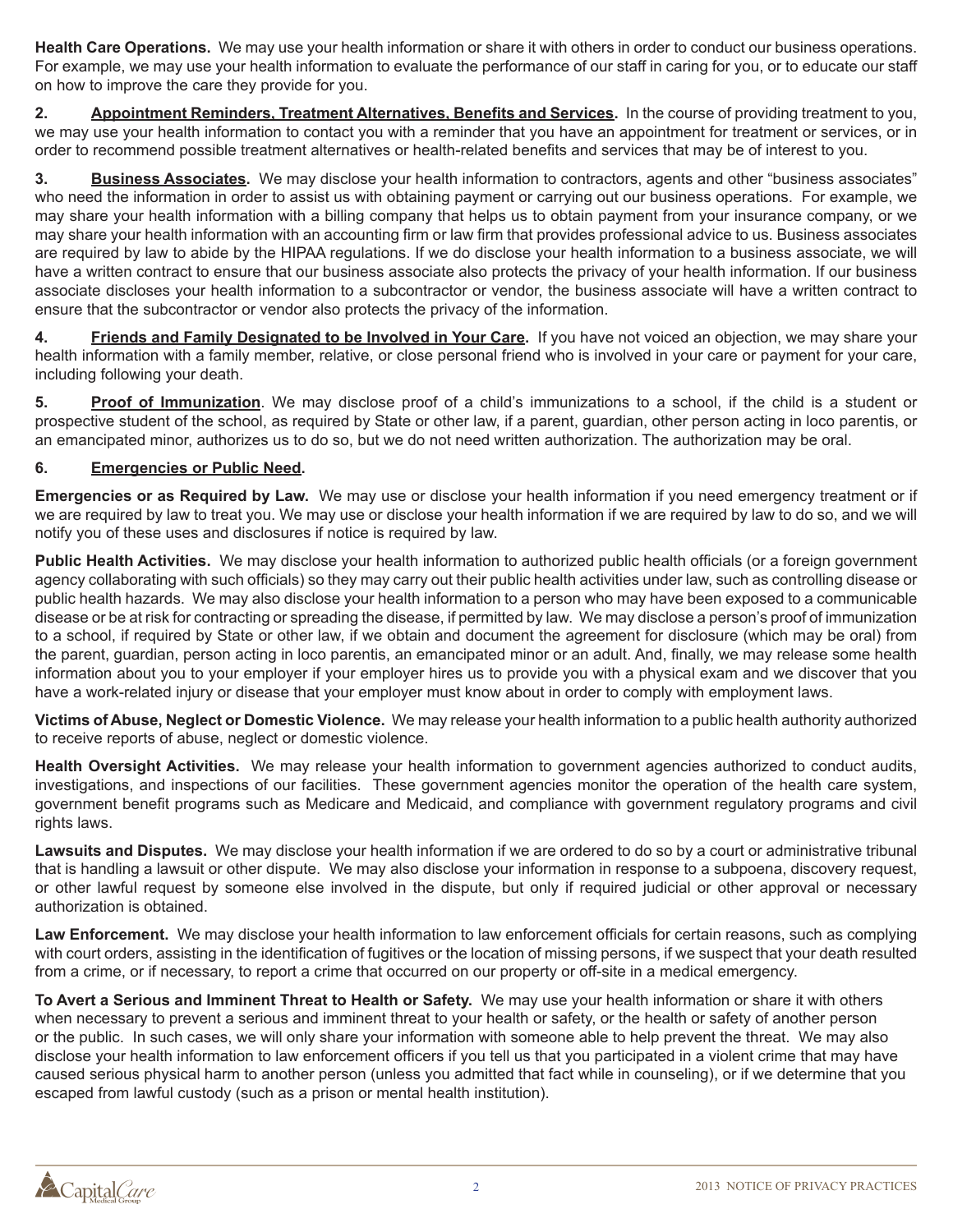**Health Care Operations.** We may use your health information or share it with others in order to conduct our business operations. For example, we may use your health information to evaluate the performance of our staff in caring for you, or to educate our staff on how to improve the care they provide for you.

**2. <u>Appointment Reminders, Treatment Alternatives, Benefits and Services</u>.** In the course of providing treatment to you, we may use your health information to contact you with a reminder that you have an appointment for treatment or services, or in order to recommend possible treatment alternatives or health-related benefits and services that may be of interest to you.

**3. <u>Business Associates</u>.** We may disclose your health information to contractors, agents and other "business associates" who need the information in order to assist us with obtaining payment or carrying out our business operations. For example, we may share your health information with a billing company that helps us to obtain payment from your insurance company, or we may share your health information with an accounting firm or law firm that provides professional advice to us. Business associates are required by law to abide by the HIPAA regulations. If we do disclose your health information to a business associate, we will have a written contract to ensure that our business associate also protects the privacy of your health information. If our business associate discloses your health information to a subcontractor or vendor, the business associate will have a written contract to ensure that the subcontractor or vendor also protects the privacy of the information.

**4. <u>Friends and Family Designated to be Involved in Your Care</u>.** If you have not voiced an objection, we may share your health information with a family member, relative, or close personal friend who is involved in your care or payment for your care, including following your death.

**5. <u>Proof of Immunization</u>**. We may disclose proof of a child's immunizations to a school, if the child is a student or prospective student of the school, as required by State or other law, if a parent, guardian, other person acting in loco parentis, or an emancipated minor, authorizes us to do so, but we do not need written authorization. The authorization may be oral.

**6. <u>Emergencies or Public Need</u>.**

**Emergencies or as Required by Law.** We may use or disclose your health information if you need emergency treatment or if we are required by law to treat you. We may use or disclose your health information if we are required by law to do so, and we will notify you of these uses and disclosures if notice is required by law.

**Public Health Activities.** We may disclose your health information to authorized public health officials (or a foreign government agency collaborating with such officials) so they may carry out their public health activities under law, such as controlling disease or public health hazards. We may also disclose your health information to a person who may have been exposed to a communicable disease or be at risk for contracting or spreading the disease, if permitted by law. We may disclose a person's proof of immunization to a school, if required by State or other law, if we obtain and document the agreement for disclosure (which may be oral) from the parent, guardian, person acting in loco parentis, an emancipated minor or an adult. And, finally, we may release some health information about you to your employer if your employer hires us to provide you with a physical exam and we discover that you have a work-related injury or disease that your employer must know about in order to comply with employment laws.

**Victims of Abuse, Neglect or Domestic Violence.** We may release your health information to a public health authority authorized to receive reports of abuse, neglect or domestic violence.

**Health Oversight Activities.** We may release your health information to government agencies authorized to conduct audits, investigations, and inspections of our facilities. These government agencies monitor the operation of the health care system, government benefit programs such as Medicare and Medicaid, and compliance with government regulatory programs and civil rights laws.

**Lawsuits and Disputes.** We may disclose your health information if we are ordered to do so by a court or administrative tribunal that is handling a lawsuit or other dispute. We may also disclose your information in response to a subpoena, discovery request, or other lawful request by someone else involved in the dispute, but only if required judicial or other approval or necessary authorization is obtained.

**Law Enforcement.** We may disclose your health information to law enforcement officials for certain reasons, such as complying with court orders, assisting in the identification of fugitives or the location of missing persons, if we suspect that your death resulted from a crime, or if necessary, to report a crime that occurred on our property or off-site in a medical emergency.

**To Avert a Serious and Imminent Threat to Health or Safety.** We may use your health information or share it with others when necessary to prevent a serious and imminent threat to your health or safety, or the health or safety of another person or the public. In such cases, we will only share your information with someone able to help prevent the threat. We may also disclose your health information to law enforcement officers if you tell us that you participated in a violent crime that may have caused serious physical harm to another person (unless you admitted that fact while in counseling), or if we determine that you escaped from lawful custody (such as a prison or mental health institution).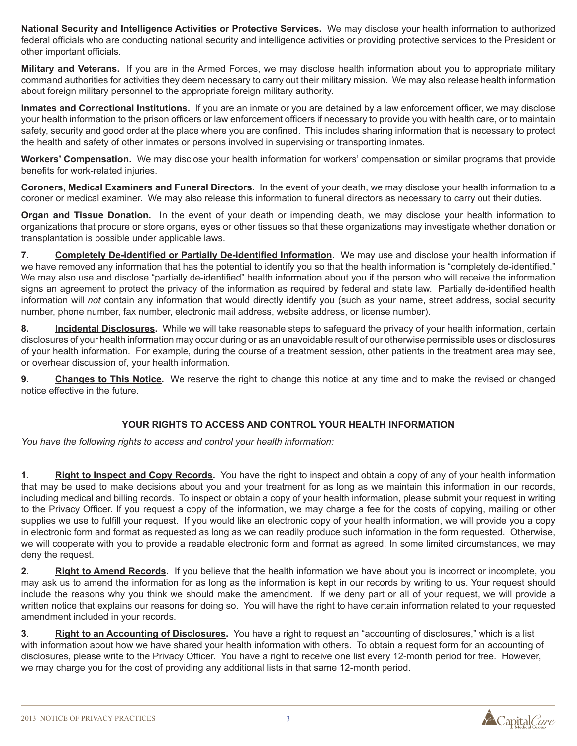**National Security and Intelligence Activities or Protective Services.** We may disclose your health information to authorized federal officials who are conducting national security and intelligence activities or providing protective services to the President or other important officials.

**Military and Veterans.** If you are in the Armed Forces, we may disclose health information about you to appropriate military command authorities for activities they deem necessary to carry out their military mission. We may also release health information about foreign military personnel to the appropriate foreign military authority.

**Inmates and Correctional Institutions.** If you are an inmate or you are detained by a law enforcement officer, we may disclose your health information to the prison officers or law enforcement officers if necessary to provide you with health care, or to maintain safety, security and good order at the place where you are confined. This includes sharing information that is necessary to protect the health and safety of other inmates or persons involved in supervising or transporting inmates.

**Workers' Compensation.** We may disclose your health information for workers' compensation or similar programs that provide benefits for work-related injuries.

**Coroners, Medical Examiners and Funeral Directors.** In the event of your death, we may disclose your health information to a coroner or medical examiner. We may also release this information to funeral directors as necessary to carry out their duties.

**Organ and Tissue Donation.** In the event of your death or impending death, we may disclose your health information to organizations that procure or store organs, eyes or other tissues so that these organizations may investigate whether donation or transplantation is possible under applicable laws.

**7. Completely De-identified or Partially De-identified Information.** We may use and disclose your health information if we have removed any information that has the potential to identify you so that the health information is "completely de-identified." We may also use and disclose "partially de-identified" health information about you if the person who will receive the information signs an agreement to protect the privacy of the information as required by federal and state law. Partially de-identified health information will *not* contain any information that would directly identify you (such as your name, street address, social security number, phone number, fax number, electronic mail address, website address, or license number).

**8. Incidental Disclosures.** While we will take reasonable steps to safeguard the privacy of your health information, certain disclosures of your health information may occur during or as an unavoidable result of our otherwise permissible uses or disclosures of your health information. For example, during the course of a treatment session, other patients in the treatment area may see, or overhear discussion of, your health information.

**9. Changes to This Notice.** We reserve the right to change this notice at any time and to make the revised or changed notice effective in the future.

## YOUR RIGHTS TO ACCESS AND CONTROL YOUR HEALTH INFORMATION

*You have the following rights to access and control your health information:*

**1. Right to Inspect and Copy Records.** You have the right to inspect and obtain a copy of any of your health information that may be used to make decisions about you and your treatment for as long as we maintain this information in our records, including medical and billing records. To inspect or obtain a copy of your health information, please submit your request in writing to the Privacy Officer. If you request a copy of the information, we may charge a fee for the costs of copying, mailing or other supplies we use to fulfill your request. If you would like an electronic copy of your health information, we will provide you a copy in electronic form and format as requested as long as we can readily produce such information in the form requested. Otherwise, we will cooperate with you to provide a readable electronic form and format as agreed. In some limited circumstances, we may deny the request.

**2. Right to Amend Records.** If you believe that the health information we have about you is incorrect or incomplete, you may ask us to amend the information for as long as the information is kept in our records by writing to us. Your request should include the reasons why you think we should make the amendment. If we deny part or all of your request, we will provide a written notice that explains our reasons for doing so. You will have the right to have certain information related to your requested amendment included in your records.

**3. Right to an Accounting of Disclosures.** You have a right to request an "accounting of disclosures," which is a list with information about how we have shared your health information with others. To obtain a request form for an accounting of disclosures, please write to the Privacy Officer. You have a right to receive one list every 12-month period for free. However, we may charge you for the cost of providing any additional lists in that same 12-month period.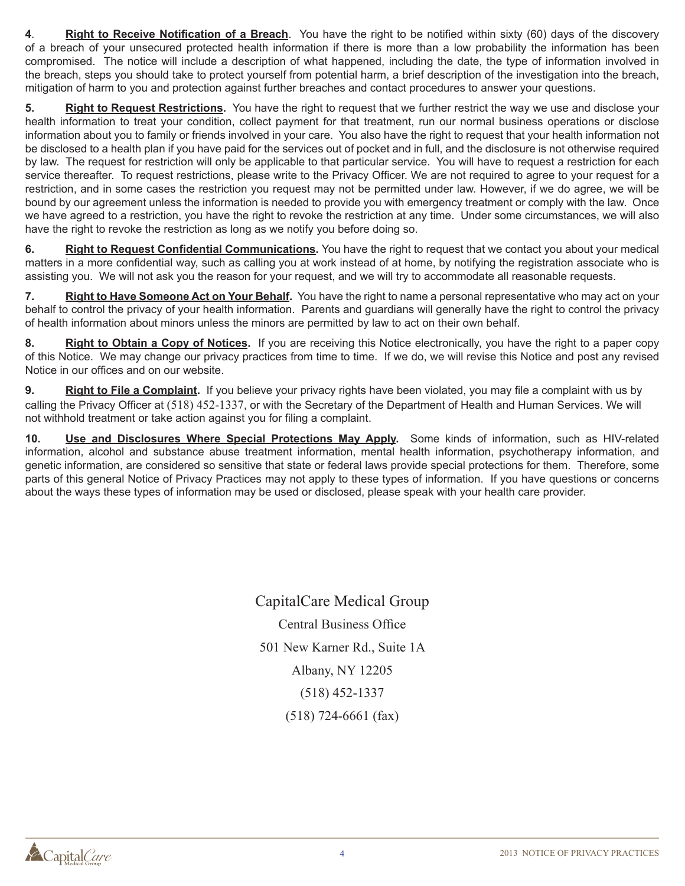**4**. **Right to Receive Notification of a Breach**. You have the right to be notified within sixty (60) days of the discovery of a breach of your unsecured protected health information if there is more than a low probability the information has been compromised. The notice will include a description of what happened, including the date, the type of information involved in the breach, steps you should take to protect yourself from potential harm, a brief description of the investigation into the breach, mitigation of harm to you and protection against further breaches and contact procedures to answer your questions.

**5.** **Right to Request Restrictions.** You have the right to request that we further restrict the way we use and disclose your health information to treat your condition, collect payment for that treatment, run our normal business operations or disclose information about you to family or friends involved in your care. You also have the right to request that your health information not be disclosed to a health plan if you have paid for the services out of pocket and in full, and the disclosure is not otherwise required by law. The request for restriction will only be applicable to that particular service. You will have to request a restriction for each service thereafter. To request restrictions, please write to the Privacy Officer. We are not required to agree to your request for a restriction, and in some cases the restriction you request may not be permitted under law. However, if we do agree, we will be bound by our agreement unless the information is needed to provide you with emergency treatment or comply with the law. Once we have agreed to a restriction, you have the right to revoke the restriction at any time. Under some circumstances, we will also have the right to revoke the restriction as long as we notify you before doing so.

**6.** **Right to Request Confidential Communications.** You have the right to request that we contact you about your medical matters in a more confidential way, such as calling you at work instead of at home, by notifying the registration associate who is assisting you. We will not ask you the reason for your request, and we will try to accommodate all reasonable requests.

**7.** **Right to Have Someone Act on Your Behalf.** You have the right to name a personal representative who may act on your behalf to control the privacy of your health information. Parents and guardians will generally have the right to control the privacy of health information about minors unless the minors are permitted by law to act on their own behalf.

**8.** **Right to Obtain a Copy of Notices.** If you are receiving this Notice electronically, you have the right to a paper copy of this Notice. We may change our privacy practices from time to time. If we do, we will revise this Notice and post any revised Notice in our offices and on our website.

**9.** **Right to File a Complaint.** If you believe your privacy rights have been violated, you may file a complaint with us by calling the Privacy Officer at (518) 452-1337, or with the Secretary of the Department of Health and Human Services. We will not withhold treatment or take action against you for filing a complaint.

**10.** **Use and Disclosures Where Special Protections May Apply.** Some kinds of information, such as HIV-related information, alcohol and substance abuse treatment information, mental health information, psychotherapy information, and genetic information, are considered so sensitive that state or federal laws provide special protections for them. Therefore, some parts of this general Notice of Privacy Practices may not apply to these types of information. If you have questions or concerns about the ways these types of information may be used or disclosed, please speak with your health care provider.

CapitalCare Medical Group

Central Business Office

501 New Karner Rd., Suite 1A

Albany, NY 12205

(518) 452-1337

(518) 724-6661 (fax)